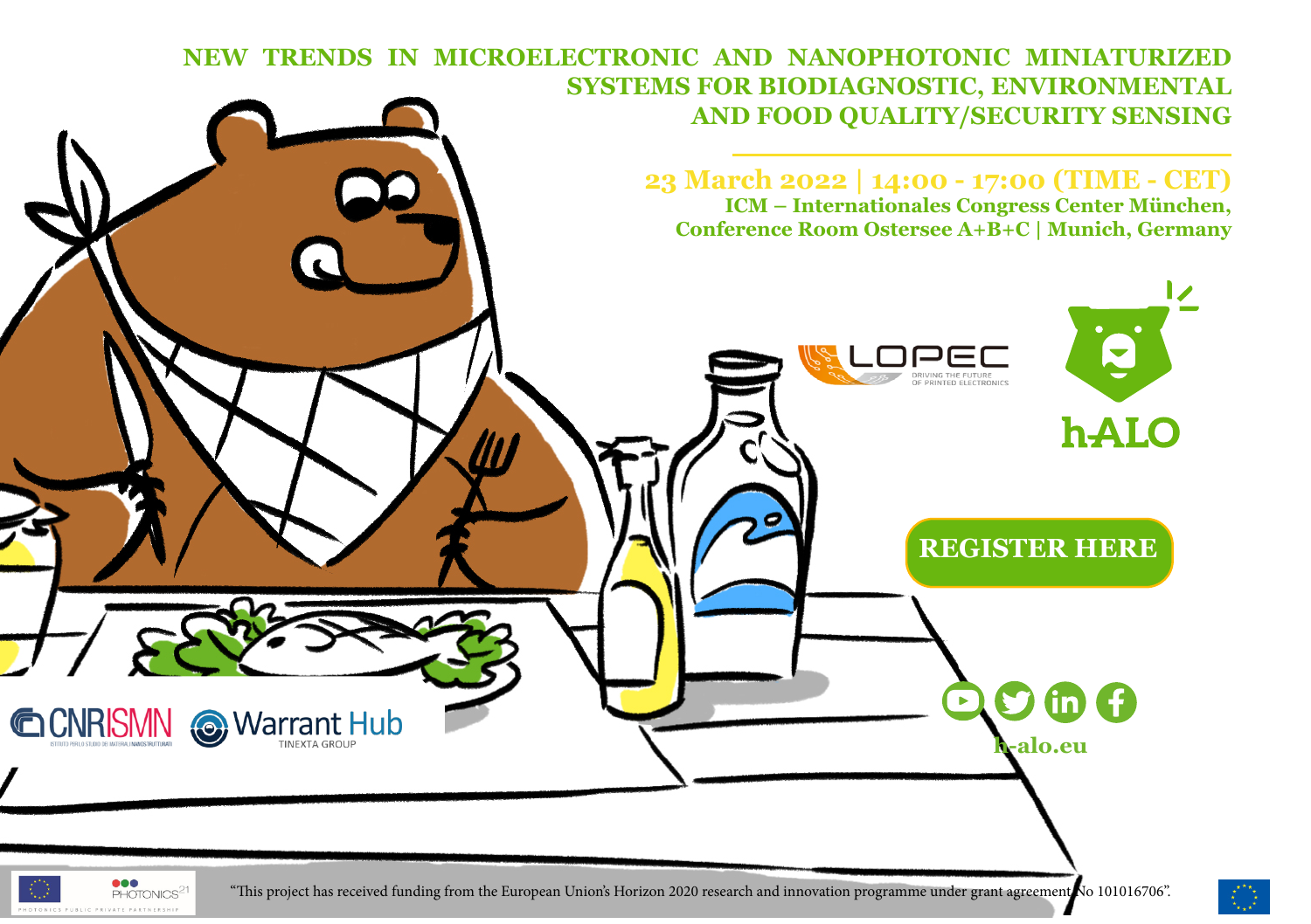# NEW TRENDS IN MICROELECTRONIC AND NANOPHOTONIC MINIATURIZED SYSTEMS FOR BIODIAGNOSTIC, ENVIRONMENTAL AND FOOD QUALITY/SECURITY SENSING

**23 March 2022 | 14:00 - 17:00 (TIME - CET)**

**ICM – Internationales Congress Center München, Conference Room Ostersee A+B+C | Munich, Germany**

LOPEC – DRIVING THE FUTURE OF PRINTED ELECTRONICS

hALO

**REGISTER HERE**

h-alo.eu

CNR ISMN – ISTITUTO PER LO STUDIO DEI MATERIALI NANOSTRUTTURATI

Warrant Hub – TINEXTA GROUP

PHOTONICS21 – PHOTONICS PUBLIC PRIVATE PARTNERSHIP

"This project has received funding from the European Union's Horizon 2020 research and innovation programme under grant agreement No 101016706".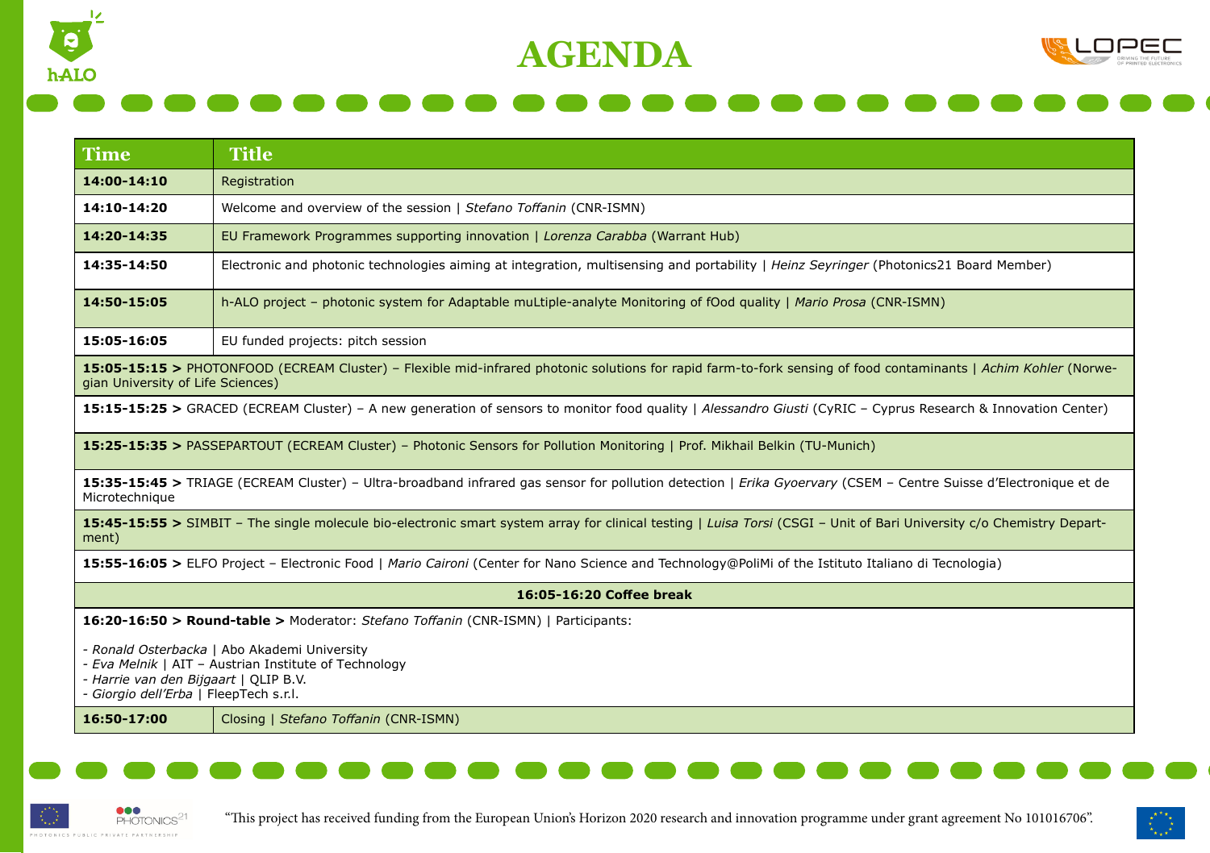# AGENDA

| Time | Title |
| --- | --- |
| **14:00-14:10** | Registration |
| **14:10-14:20** | Welcome and overview of the session \| *Stefano Toffanin* (CNR-ISMN) |
| **14:20-14:35** | EU Framework Programmes supporting innovation \| *Lorenza Carabba* (Warrant Hub) |
| **14:35-14:50** | Electronic and photonic technologies aiming at integration, multisensing and portability \| *Heinz Seyringer* (Photonics21 Board Member) |
| **14:50-15:05** | h-ALO project – photonic system for Adaptable muLtiple-analyte Monitoring of fOod quality \| *Mario Prosa* (CNR-ISMN) |
| **15:05-16:05** | EU funded projects: pitch session |
| **15:05-15:15 >** PHOTONFOOD (ECREAM Cluster) – Flexible mid-infrared photonic solutions for rapid farm-to-fork sensing of food contaminants \| *Achim Kohler* (Norwegian University of Life Sciences) | |
| **15:15-15:25 >** GRACED (ECREAM Cluster) – A new generation of sensors to monitor food quality \| *Alessandro Giusti* (CyRIC – Cyprus Research & Innovation Center) | |
| **15:25-15:35 >** PASSEPARTOUT (ECREAM Cluster) – Photonic Sensors for Pollution Monitoring \| Prof. Mikhail Belkin (TU-Munich) | |
| **15:35-15:45 >** TRIAGE (ECREAM Cluster) – Ultra-broadband infrared gas sensor for pollution detection \| *Erika Gyoervary* (CSEM – Centre Suisse d'Electronique et de Microtechnique | |
| **15:45-15:55 >** SIMBIT – The single molecule bio-electronic smart system array for clinical testing \| *Luisa Torsi* (CSGI – Unit of Bari University c/o Chemistry Department) | |
| **15:55-16:05 >** ELFO Project – Electronic Food \| *Mario Caironi* (Center for Nano Science and Technology@PoliMi of the Istituto Italiano di Tecnologia) | |
| **16:05-16:20 Coffee break** | |
| **16:20-16:50 > Round-table >** Moderator: *Stefano Toffanin* (CNR-ISMN) \| Participants: - *Ronald Osterbacka* \| Abo Akademi University - *Eva Melnik* \| AIT – Austrian Institute of Technology - *Harrie van den Bijgaart* \| QLIP B.V. - *Giorgio dell'Erba* \| FleepTech s.r.l. | |
| **16:50-17:00** | Closing \| *Stefano Toffanin* (CNR-ISMN) |

"This project has received funding from the European Union's Horizon 2020 research and innovation programme under grant agreement No 101016706".